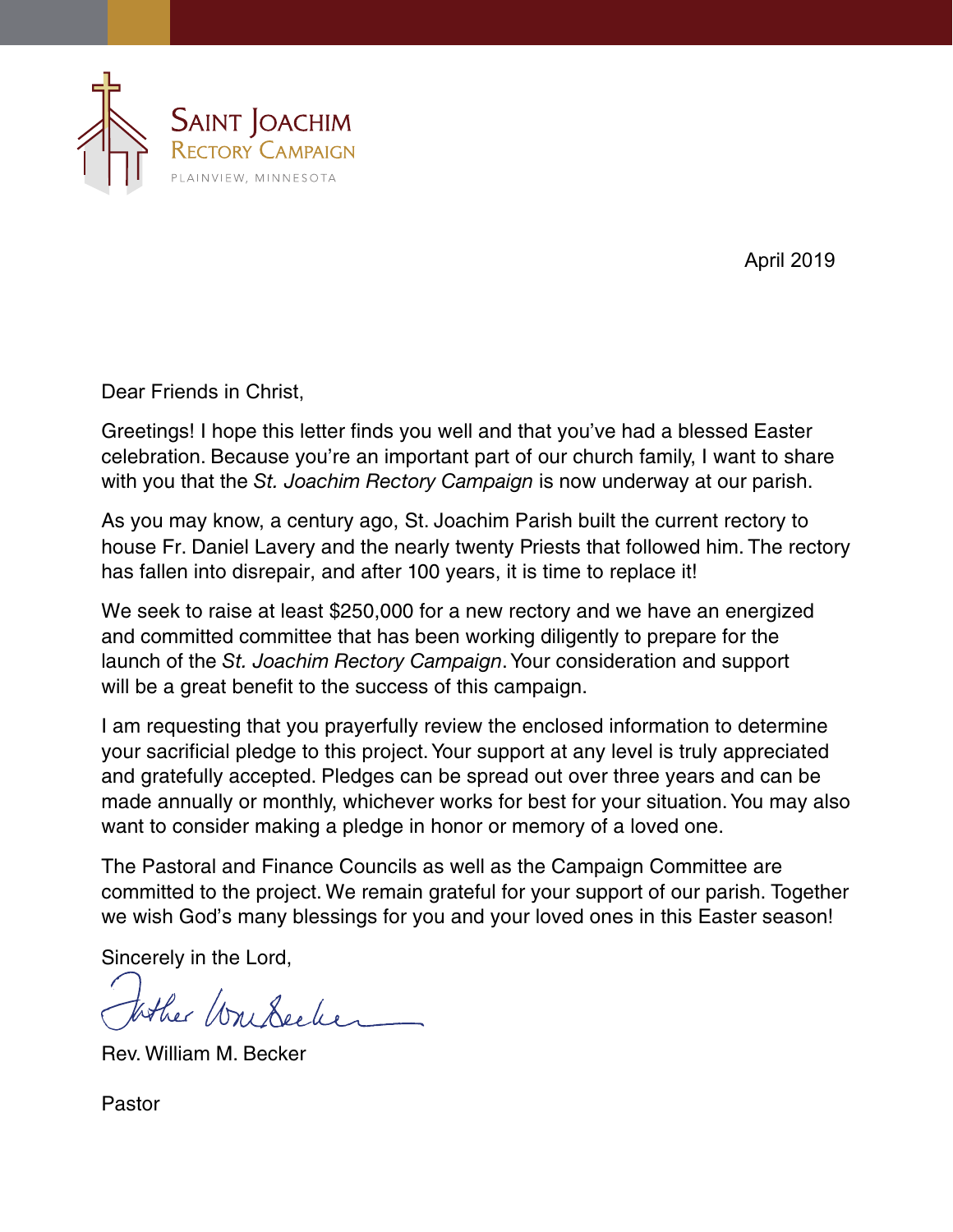# Saint Joachim Rectory Campaign

PLAINVIEW, MINNESOTA

April 2019

Dear Friends in Christ,

Greetings! I hope this letter finds you well and that you've had a blessed Easter celebration. Because you're an important part of our church family, I want to share with you that the *St. Joachim Rectory Campaign* is now underway at our parish.

As you may know, a century ago, St. Joachim Parish built the current rectory to house Fr. Daniel Lavery and the nearly twenty Priests that followed him. The rectory has fallen into disrepair, and after 100 years, it is time to replace it!

We seek to raise at least $250,000 for a new rectory and we have an energized and committed committee that has been working diligently to prepare for the launch of the *St. Joachim Rectory Campaign*. Your consideration and support will be a great benefit to the success of this campaign.

I am requesting that you prayerfully review the enclosed information to determine your sacrificial pledge to this project. Your support at any level is truly appreciated and gratefully accepted. Pledges can be spread out over three years and can be made annually or monthly, whichever works for best for your situation. You may also want to consider making a pledge in honor or memory of a loved one.

The Pastoral and Finance Councils as well as the Campaign Committee are committed to the project. We remain grateful for your support of our parish. Together we wish God's many blessings for you and your loved ones in this Easter season!

Sincerely in the Lord,

Father Wm Becker

Rev. William M. Becker

Pastor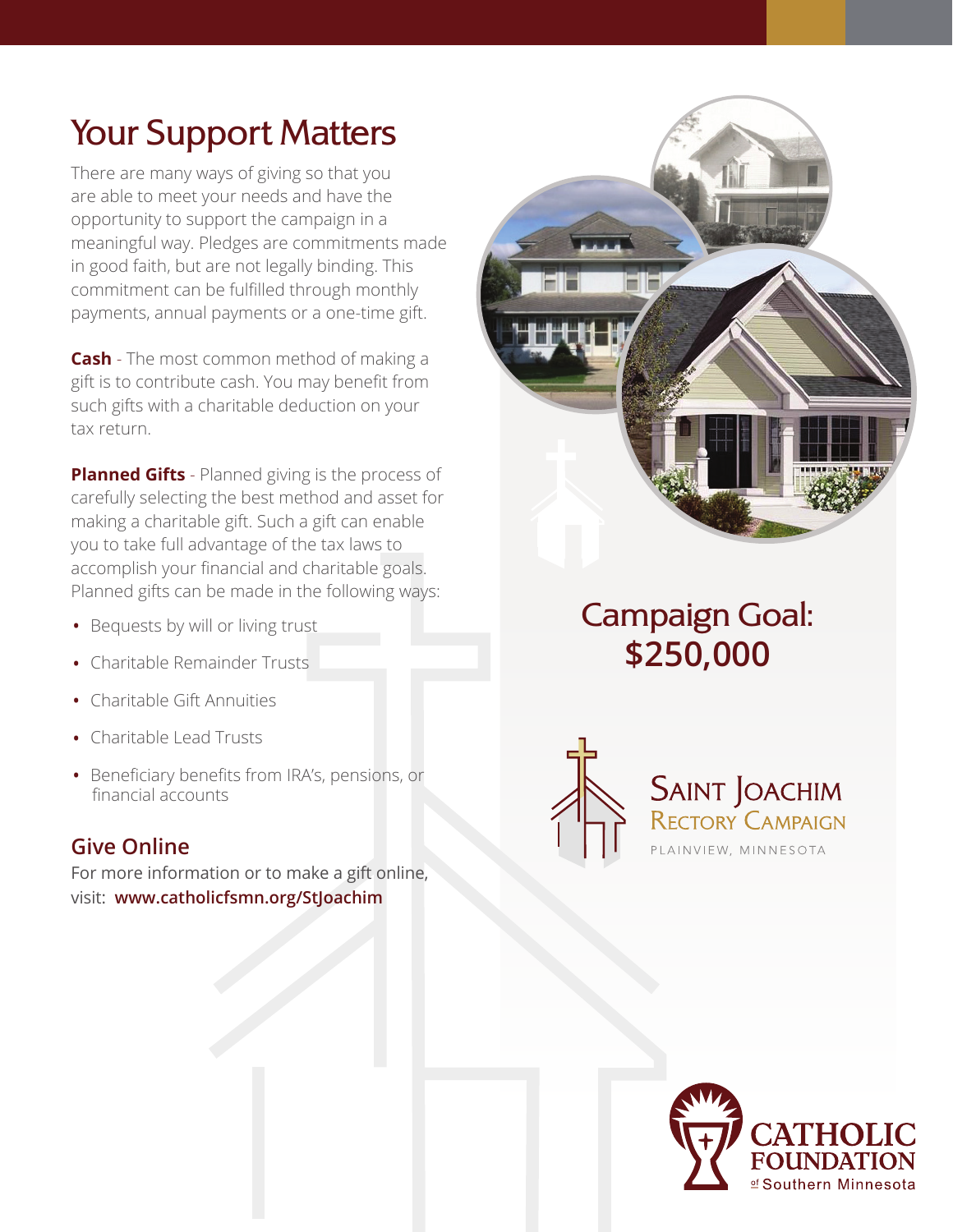# Your Support Matters

There are many ways of giving so that you are able to meet your needs and have the opportunity to support the campaign in a meaningful way. Pledges are commitments made in good faith, but are not legally binding. This commitment can be fulfilled through monthly payments, annual payments or a one-time gift.

**Cash** - The most common method of making a gift is to contribute cash. You may benefit from such gifts with a charitable deduction on your tax return.

**Planned Gifts** - Planned giving is the process of carefully selecting the best method and asset for making a charitable gift. Such a gift can enable you to take full advantage of the tax laws to accomplish your financial and charitable goals. Planned gifts can be made in the following ways:

- Bequests by will or living trust
- Charitable Remainder Trusts
- Charitable Gift Annuities
- Charitable Lead Trusts
- Beneficiary benefits from IRA's, pensions, or financial accounts

## Give Online

For more information or to make a gift online, visit: **www.catholicfsmn.org/StJoachim**

## Campaign Goal: $250,000

Saint Joachim Rectory Campaign
PLAINVIEW, MINNESOTA

CATHOLIC FOUNDATION of Southern Minnesota